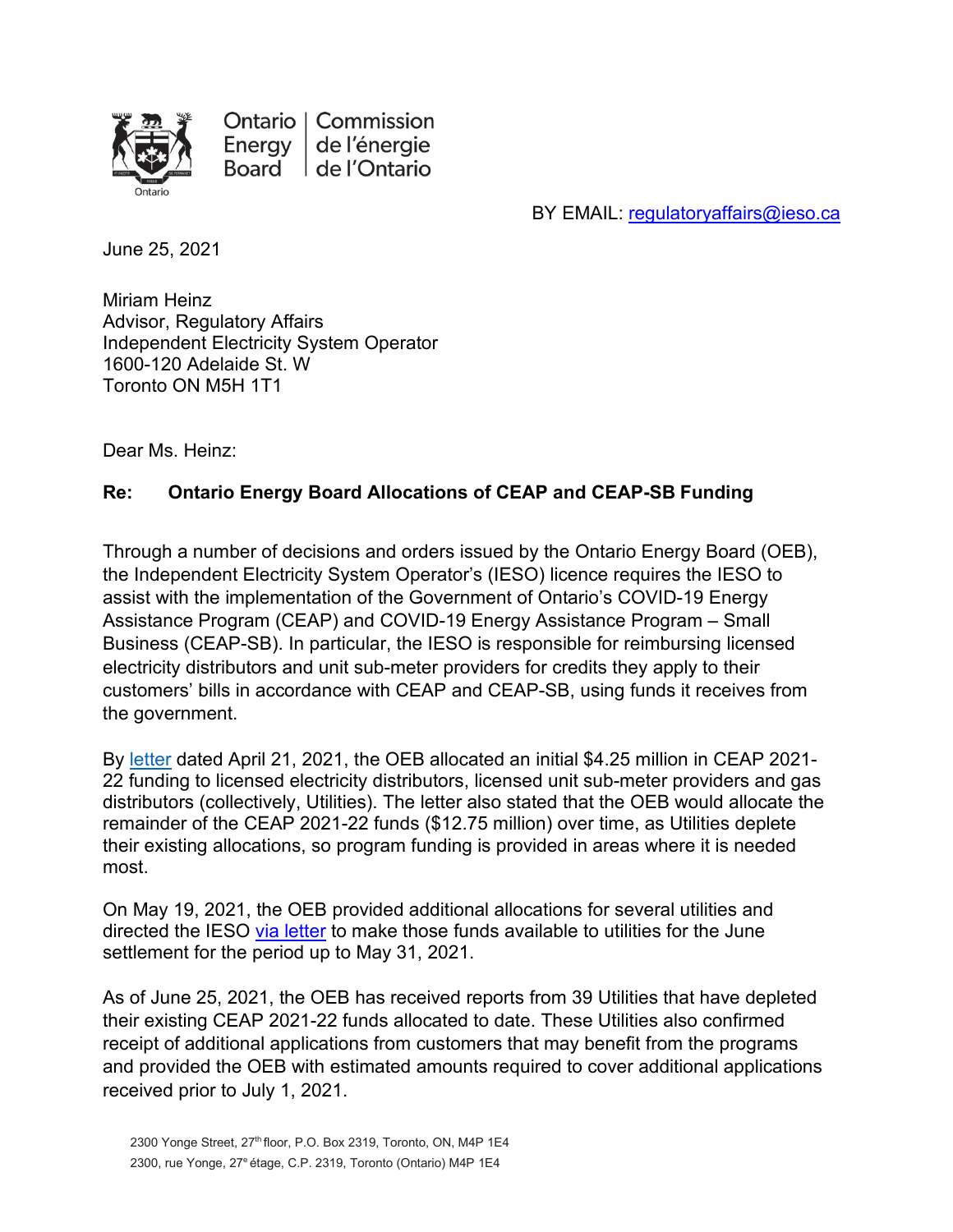Ontario Energy Board | Commission de l'énergie de l'Ontario

BY EMAIL: [regulatoryaffairs@ieso.ca](mailto:regulatoryaffairs@ieso.ca)

June 25, 2021

Miriam Heinz
Advisor, Regulatory Affairs
Independent Electricity System Operator
1600-120 Adelaide St. W
Toronto ON M5H 1T1

Dear Ms. Heinz:

**Re: Ontario Energy Board Allocations of CEAP and CEAP-SB Funding**

Through a number of decisions and orders issued by the Ontario Energy Board (OEB), the Independent Electricity System Operator's (IESO) licence requires the IESO to assist with the implementation of the Government of Ontario's COVID-19 Energy Assistance Program (CEAP) and COVID-19 Energy Assistance Program – Small Business (CEAP-SB). In particular, the IESO is responsible for reimbursing licensed electricity distributors and unit sub-meter providers for credits they apply to their customers' bills in accordance with CEAP and CEAP-SB, using funds it receives from the government.

By letter dated April 21, 2021, the OEB allocated an initial $4.25 million in CEAP 2021-22 funding to licensed electricity distributors, licensed unit sub-meter providers and gas distributors (collectively, Utilities). The letter also stated that the OEB would allocate the remainder of the CEAP 2021-22 funds ($12.75 million) over time, as Utilities deplete their existing allocations, so program funding is provided in areas where it is needed most.

On May 19, 2021, the OEB provided additional allocations for several utilities and directed the IESO via letter to make those funds available to utilities for the June settlement for the period up to May 31, 2021.

As of June 25, 2021, the OEB has received reports from 39 Utilities that have depleted their existing CEAP 2021-22 funds allocated to date. These Utilities also confirmed receipt of additional applications from customers that may benefit from the programs and provided the OEB with estimated amounts required to cover additional applications received prior to July 1, 2021.

2300 Yonge Street, 27th floor, P.O. Box 2319, Toronto, ON, M4P 1E4
2300, rue Yonge, 27e étage, C.P. 2319, Toronto (Ontario) M4P 1E4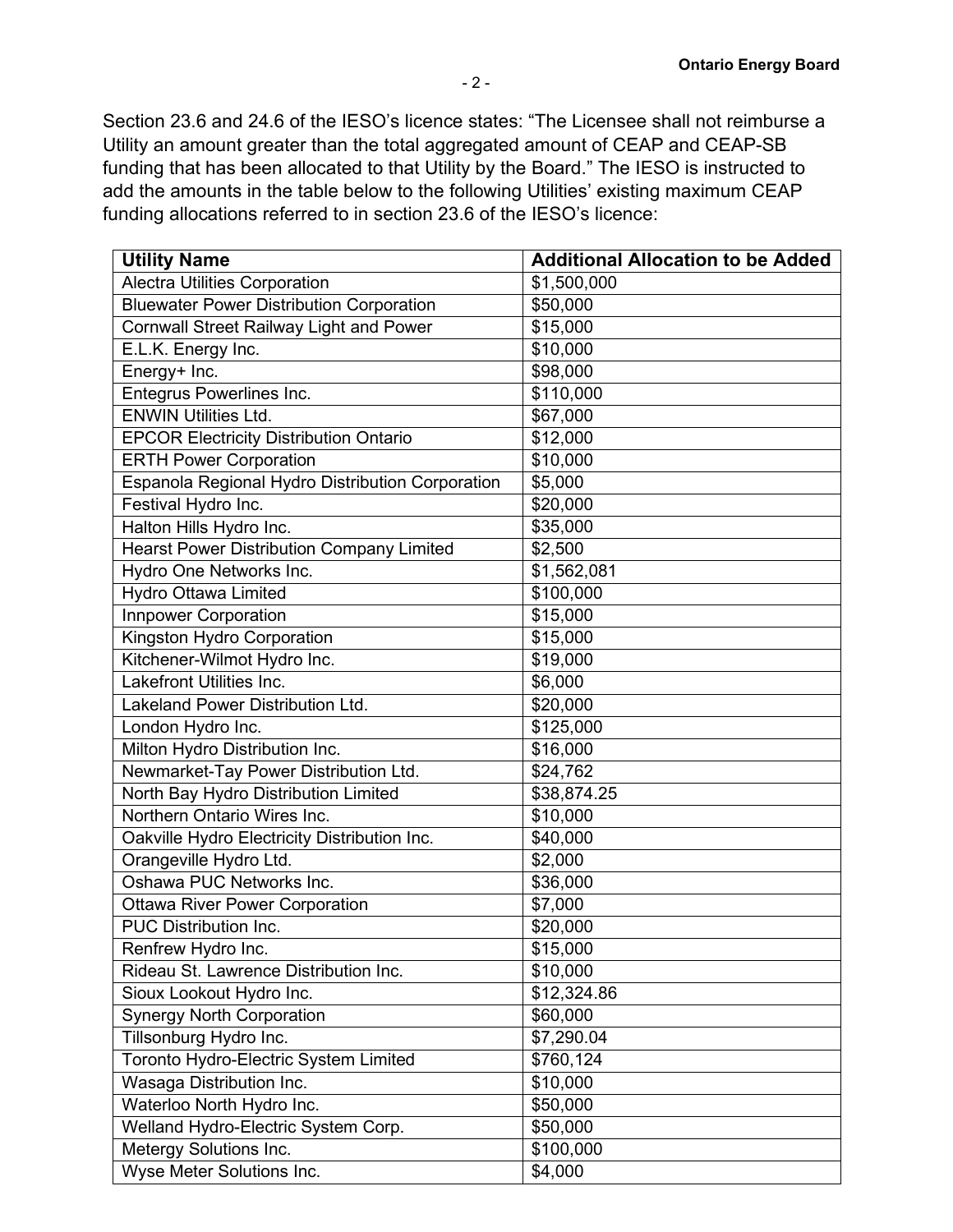Section 23.6 and 24.6 of the IESO's licence states: "The Licensee shall not reimburse a Utility an amount greater than the total aggregated amount of CEAP and CEAP-SB funding that has been allocated to that Utility by the Board." The IESO is instructed to add the amounts in the table below to the following Utilities' existing maximum CEAP funding allocations referred to in section 23.6 of the IESO's licence:

| Utility Name | Additional Allocation to be Added |
|---|---|
| Alectra Utilities Corporation | $1,500,000 |
| Bluewater Power Distribution Corporation | $50,000 |
| Cornwall Street Railway Light and Power | $15,000 |
| E.L.K. Energy Inc. | $10,000 |
| Energy+ Inc. | $98,000 |
| Entegrus Powerlines Inc. | $110,000 |
| ENWIN Utilities Ltd. | $67,000 |
| EPCOR Electricity Distribution Ontario | $12,000 |
| ERTH Power Corporation | $10,000 |
| Espanola Regional Hydro Distribution Corporation | $5,000 |
| Festival Hydro Inc. | $20,000 |
| Halton Hills Hydro Inc. | $35,000 |
| Hearst Power Distribution Company Limited | $2,500 |
| Hydro One Networks Inc. | $1,562,081 |
| Hydro Ottawa Limited | $100,000 |
| Innpower Corporation | $15,000 |
| Kingston Hydro Corporation | $15,000 |
| Kitchener-Wilmot Hydro Inc. | $19,000 |
| Lakefront Utilities Inc. | $6,000 |
| Lakeland Power Distribution Ltd. | $20,000 |
| London Hydro Inc. | $125,000 |
| Milton Hydro Distribution Inc. | $16,000 |
| Newmarket-Tay Power Distribution Ltd. | $24,762 |
| North Bay Hydro Distribution Limited | $38,874.25 |
| Northern Ontario Wires Inc. | $10,000 |
| Oakville Hydro Electricity Distribution Inc. | $40,000 |
| Orangeville Hydro Ltd. | $2,000 |
| Oshawa PUC Networks Inc. | $36,000 |
| Ottawa River Power Corporation | $7,000 |
| PUC Distribution Inc. | $20,000 |
| Renfrew Hydro Inc. | $15,000 |
| Rideau St. Lawrence Distribution Inc. | $10,000 |
| Sioux Lookout Hydro Inc. | $12,324.86 |
| Synergy North Corporation | $60,000 |
| Tillsonburg Hydro Inc. | $7,290.04 |
| Toronto Hydro-Electric System Limited | $760,124 |
| Wasaga Distribution Inc. | $10,000 |
| Waterloo North Hydro Inc. | $50,000 |
| Welland Hydro-Electric System Corp. | $50,000 |
| Metergy Solutions Inc. | $100,000 |
| Wyse Meter Solutions Inc. | $4,000 |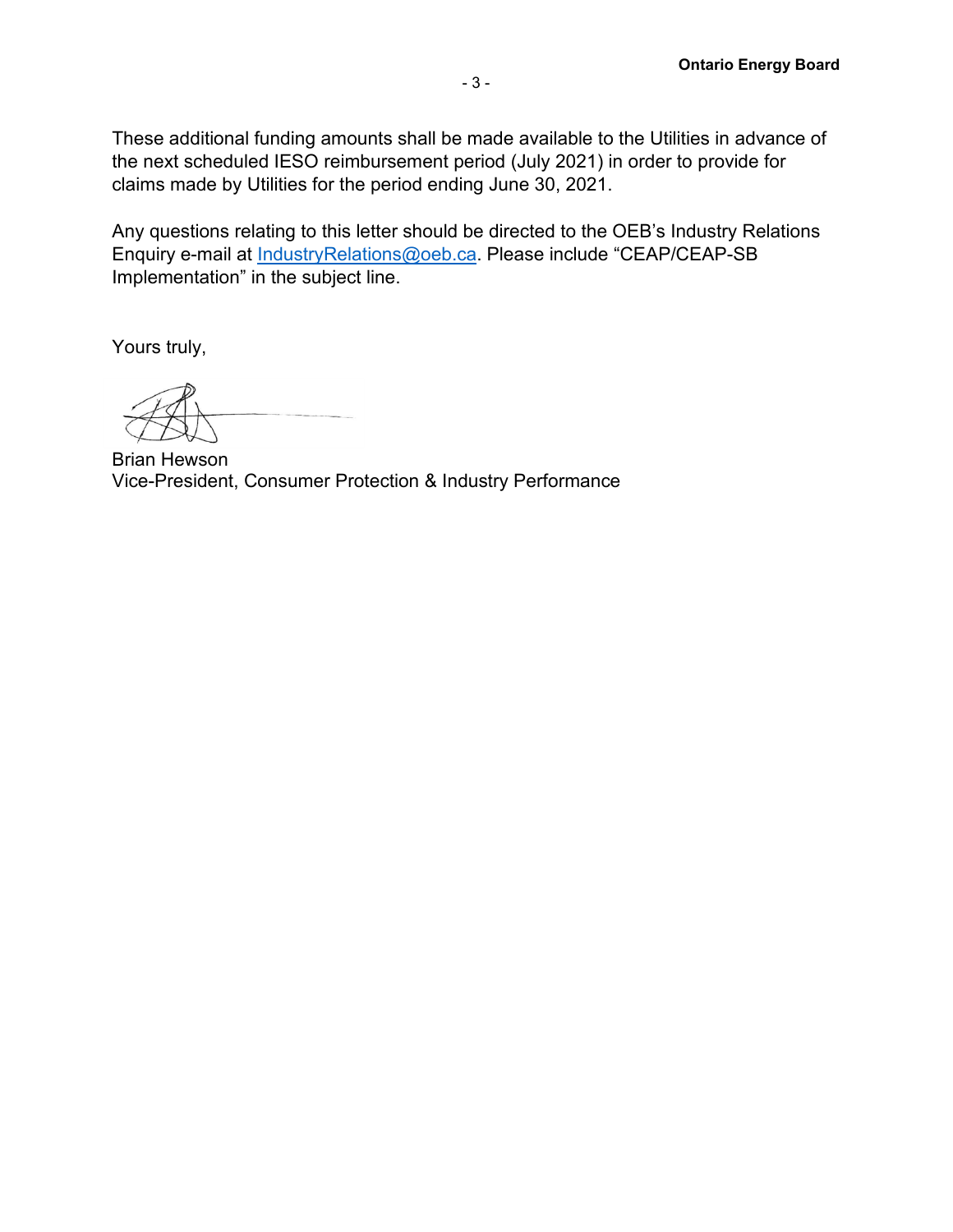These additional funding amounts shall be made available to the Utilities in advance of the next scheduled IESO reimbursement period (July 2021) in order to provide for claims made by Utilities for the period ending June 30, 2021.

Any questions relating to this letter should be directed to the OEB's Industry Relations Enquiry e-mail at IndustryRelations@oeb.ca. Please include "CEAP/CEAP-SB Implementation" in the subject line.

Yours truly,

Brian Hewson
Vice-President, Consumer Protection & Industry Performance